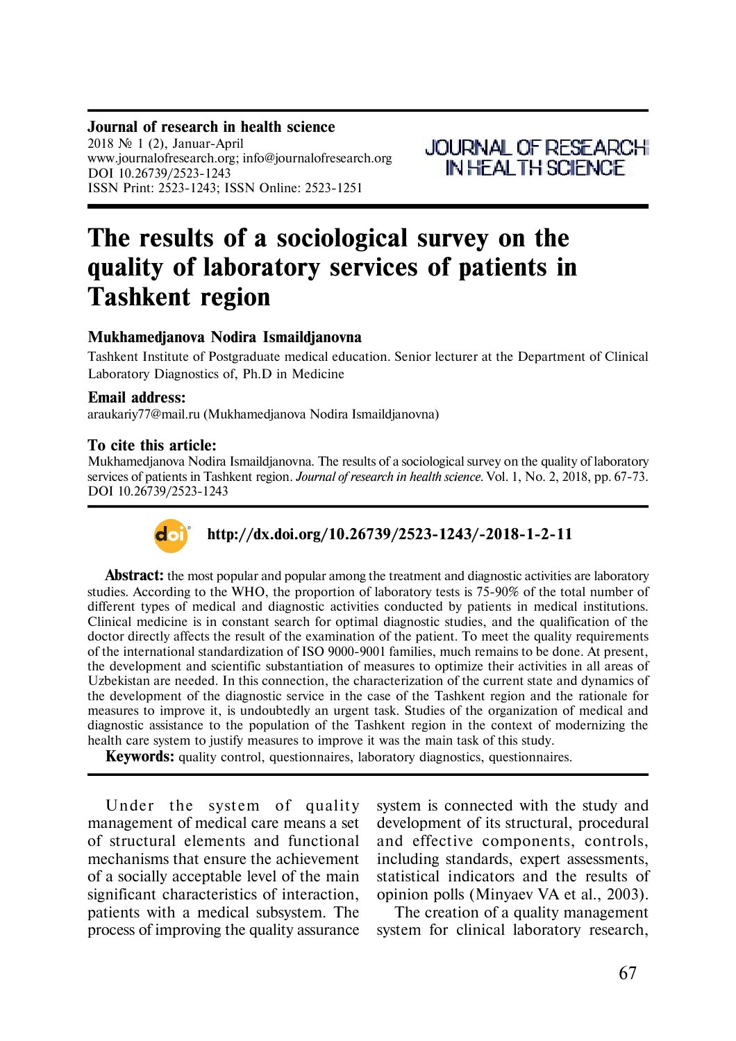**Journal of research in health science**
2018 № 1 (2), Januar-April
www.journalofresearch.org; info@journalofresearch.org
DOI 10.26739/2523-1243
ISSN Print: 2523-1243; ISSN Online: 2523-1251

JOURNAL OF RESEARCH IN HEALTH SCIENCE

# The results of a sociological survey on the quality of laboratory services of patients in Tashkent region

### Mukhamedjanova Nodira Ismaildjanovna

Tashkent Institute of Postgraduate medical education. Senior lecturer at the Department of Clinical Laboratory Diagnostics of, Ph.D in Medicine

### Email address:

araukariy77@mail.ru (Mukhamedjanova Nodira Ismaildjanovna)

### To cite this article:

Mukhamedjanova Nodira Ismaildjanovna. The results of a sociological survey on the quality of laboratory services of patients in Tashkent region. *Journal of research in health science*. Vol. 1, No. 2, 2018, pp. 67-73. DOI 10.26739/2523-1243

**http://dx.doi.org/10.26739/2523-1243/-2018-1-2-11**

**Abstract:** the most popular and popular among the treatment and diagnostic activities are laboratory studies. According to the WHO, the proportion of laboratory tests is 75-90% of the total number of different types of medical and diagnostic activities conducted by patients in medical institutions. Clinical medicine is in constant search for optimal diagnostic studies, and the qualification of the doctor directly affects the result of the examination of the patient. To meet the quality requirements of the international standardization of ISO 9000-9001 families, much remains to be done. At present, the development and scientific substantiation of measures to optimize their activities in all areas of Uzbekistan are needed. In this connection, the characterization of the current state and dynamics of the development of the diagnostic service in the case of the Tashkent region and the rationale for measures to improve it, is undoubtedly an urgent task. Studies of the organization of medical and diagnostic assistance to the population of the Tashkent region in the context of modernizing the health care system to justify measures to improve it was the main task of this study.

**Keywords:** quality control, questionnaires, laboratory diagnostics, questionnaires.

Under the system of quality management of medical care means a set of structural elements and functional mechanisms that ensure the achievement of a socially acceptable level of the main significant characteristics of interaction, patients with a medical subsystem. The process of improving the quality assurance system is connected with the study and development of its structural, procedural and effective components, controls, including standards, expert assessments, statistical indicators and the results of opinion polls (Minyaev VA et al., 2003).

The creation of a quality management system for clinical laboratory research,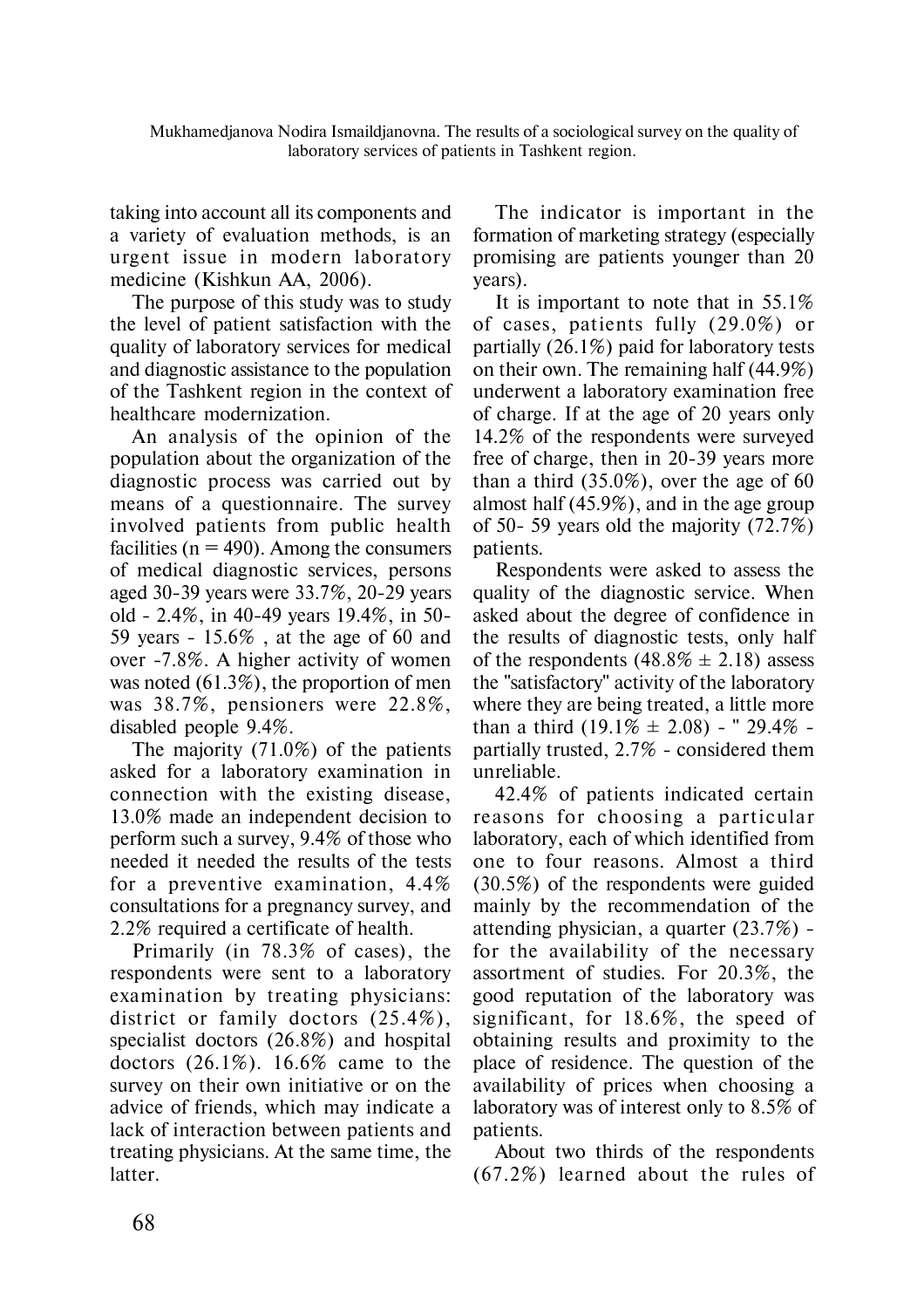taking into account all its components and a variety of evaluation methods, is an urgent issue in modern laboratory medicine (Kishkun AA, 2006).

The purpose of this study was to study the level of patient satisfaction with the quality of laboratory services for medical and diagnostic assistance to the population of the Tashkent region in the context of healthcare modernization.

An analysis of the opinion of the population about the organization of the diagnostic process was carried out by means of a questionnaire. The survey involved patients from public health facilities (n = 490). Among the consumers of medical diagnostic services, persons aged 30-39 years were 33.7%, 20-29 years old - 2.4%, in 40-49 years 19.4%, in 50-59 years - 15.6% , at the age of 60 and over -7.8%. A higher activity of women was noted (61.3%), the proportion of men was 38.7%, pensioners were 22.8%, disabled people 9.4%.

The majority (71.0%) of the patients asked for a laboratory examination in connection with the existing disease, 13.0% made an independent decision to perform such a survey, 9.4% of those who needed it needed the results of the tests for a preventive examination, 4.4% consultations for a pregnancy survey, and 2.2% required a certificate of health.

Primarily (in 78.3% of cases), the respondents were sent to a laboratory examination by treating physicians: district or family doctors (25.4%), specialist doctors (26.8%) and hospital doctors (26.1%). 16.6% came to the survey on their own initiative or on the advice of friends, which may indicate a lack of interaction between patients and treating physicians. At the same time, the latter.

The indicator is important in the formation of marketing strategy (especially promising are patients younger than 20 years).

It is important to note that in 55.1% of cases, patients fully (29.0%) or partially (26.1%) paid for laboratory tests on their own. The remaining half (44.9%) underwent a laboratory examination free of charge. If at the age of 20 years only 14.2% of the respondents were surveyed free of charge, then in 20-39 years more than a third (35.0%), over the age of 60 almost half (45.9%), and in the age group of 50- 59 years old the majority (72.7%) patients.

Respondents were asked to assess the quality of the diagnostic service. When asked about the degree of confidence in the results of diagnostic tests, only half of the respondents (48.8% $\pm$ 2.18) assess the "satisfactory" activity of the laboratory where they are being treated, a little more than a third (19.1% $\pm$ 2.08) - " 29.4% - partially trusted, 2.7% - considered them unreliable.

42.4% of patients indicated certain reasons for choosing a particular laboratory, each of which identified from one to four reasons. Almost a third (30.5%) of the respondents were guided mainly by the recommendation of the attending physician, a quarter (23.7%) - for the availability of the necessary assortment of studies. For 20.3%, the good reputation of the laboratory was significant, for 18.6%, the speed of obtaining results and proximity to the place of residence. The question of the availability of prices when choosing a laboratory was of interest only to 8.5% of patients.

About two thirds of the respondents (67.2%) learned about the rules of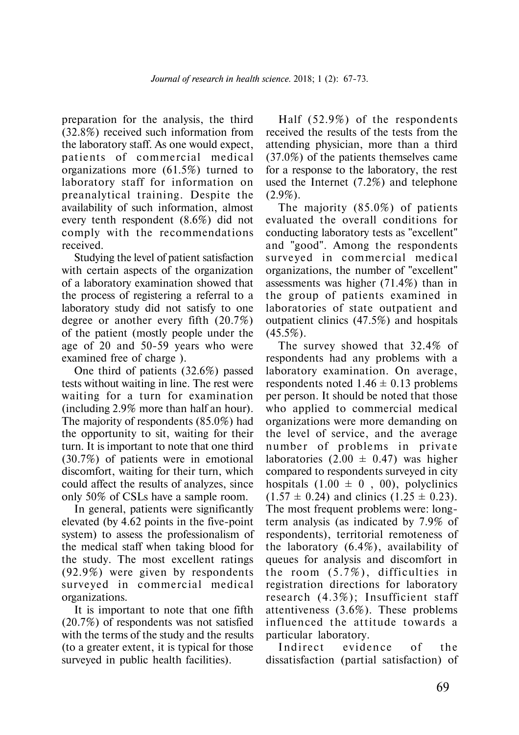preparation for the analysis, the third (32.8%) received such information from the laboratory staff. As one would expect, patients of commercial medical organizations more (61.5%) turned to laboratory staff for information on preanalytical training. Despite the availability of such information, almost every tenth respondent (8.6%) did not comply with the recommendations received.

Studying the level of patient satisfaction with certain aspects of the organization of a laboratory examination showed that the process of registering a referral to a laboratory study did not satisfy to one degree or another every fifth (20.7%) of the patient (mostly people under the age of 20 and 50-59 years who were examined free of charge ).

One third of patients (32.6%) passed tests without waiting in line. The rest were waiting for a turn for examination (including 2.9% more than half an hour). The majority of respondents (85.0%) had the opportunity to sit, waiting for their turn. It is important to note that one third (30.7%) of patients were in emotional discomfort, waiting for their turn, which could affect the results of analyzes, since only 50% of CSLs have a sample room.

In general, patients were significantly elevated (by 4.62 points in the five-point system) to assess the professionalism of the medical staff when taking blood for the study. The most excellent ratings (92.9%) were given by respondents surveyed in commercial medical organizations.

It is important to note that one fifth (20.7%) of respondents was not satisfied with the terms of the study and the results (to a greater extent, it is typical for those surveyed in public health facilities).

Half (52.9%) of the respondents received the results of the tests from the attending physician, more than a third (37.0%) of the patients themselves came for a response to the laboratory, the rest used the Internet (7.2%) and telephone (2.9%).

The majority (85.0%) of patients evaluated the overall conditions for conducting laboratory tests as "excellent" and "good". Among the respondents surveyed in commercial medical organizations, the number of "excellent" assessments was higher (71.4%) than in the group of patients examined in laboratories of state outpatient and outpatient clinics (47.5%) and hospitals (45.5%).

The survey showed that 32.4% of respondents had any problems with a laboratory examination. On average, respondents noted $1.46 \pm 0.13$ problems per person. It should be noted that those who applied to commercial medical organizations were more demanding on the level of service, and the average number of problems in private laboratories ($2.00 \pm 0.47$) was higher compared to respondents surveyed in city hospitals ($1.00 \pm 0 , 00$), polyclinics ($1.57 \pm 0.24$) and clinics ($1.25 \pm 0.23$). The most frequent problems were: long-term analysis (as indicated by 7.9% of respondents), territorial remoteness of the laboratory (6.4%), availability of queues for analysis and discomfort in the room (5.7%), difficulties in registration directions for laboratory research (4.3%); Insufficient staff attentiveness (3.6%). These problems influenced the attitude towards a particular laboratory.

Indirect evidence of the dissatisfaction (partial satisfaction) of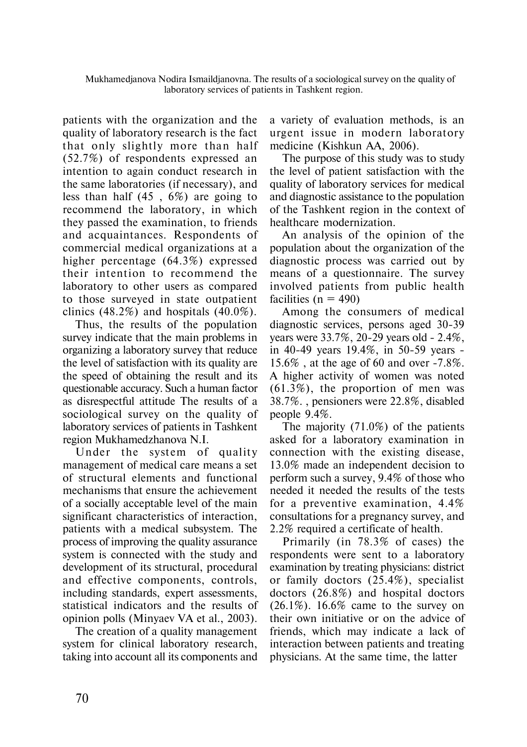patients with the organization and the quality of laboratory research is the fact that only slightly more than half (52.7%) of respondents expressed an intention to again conduct research in the same laboratories (if necessary), and less than half (45 , 6%) are going to recommend the laboratory, in which they passed the examination, to friends and acquaintances. Respondents of commercial medical organizations at a higher percentage (64.3%) expressed their intention to recommend the laboratory to other users as compared to those surveyed in state outpatient clinics (48.2%) and hospitals (40.0%).

Thus, the results of the population survey indicate that the main problems in organizing a laboratory survey that reduce the level of satisfaction with its quality are the speed of obtaining the result and its questionable accuracy. Such a human factor as disrespectful attitude The results of a sociological survey on the quality of laboratory services of patients in Tashkent region Mukhamedzhanova N.I.

Under the system of quality management of medical care means a set of structural elements and functional mechanisms that ensure the achievement of a socially acceptable level of the main significant characteristics of interaction, patients with a medical subsystem. The process of improving the quality assurance system is connected with the study and development of its structural, procedural and effective components, controls, including standards, expert assessments, statistical indicators and the results of opinion polls (Minyaev VA et al., 2003).

The creation of a quality management system for clinical laboratory research, taking into account all its components and a variety of evaluation methods, is an urgent issue in modern laboratory medicine (Kishkun AA, 2006).

The purpose of this study was to study the level of patient satisfaction with the quality of laboratory services for medical and diagnostic assistance to the population of the Tashkent region in the context of healthcare modernization.

An analysis of the opinion of the population about the organization of the diagnostic process was carried out by means of a questionnaire. The survey involved patients from public health facilities (n = 490)

Among the consumers of medical diagnostic services, persons aged 30-39 years were 33.7%, 20-29 years old - 2.4%, in 40-49 years 19.4%, in 50-59 years - 15.6% , at the age of 60 and over -7.8%. A higher activity of women was noted (61.3%), the proportion of men was 38.7%. , pensioners were 22.8%, disabled people 9.4%.

The majority (71.0%) of the patients asked for a laboratory examination in connection with the existing disease, 13.0% made an independent decision to perform such a survey, 9.4% of those who needed it needed the results of the tests for a preventive examination, 4.4% consultations for a pregnancy survey, and 2.2% required a certificate of health.

Primarily (in 78.3% of cases) the respondents were sent to a laboratory examination by treating physicians: district or family doctors (25.4%), specialist doctors (26.8%) and hospital doctors (26.1%). 16.6% came to the survey on their own initiative or on the advice of friends, which may indicate a lack of interaction between patients and treating physicians. At the same time, the latter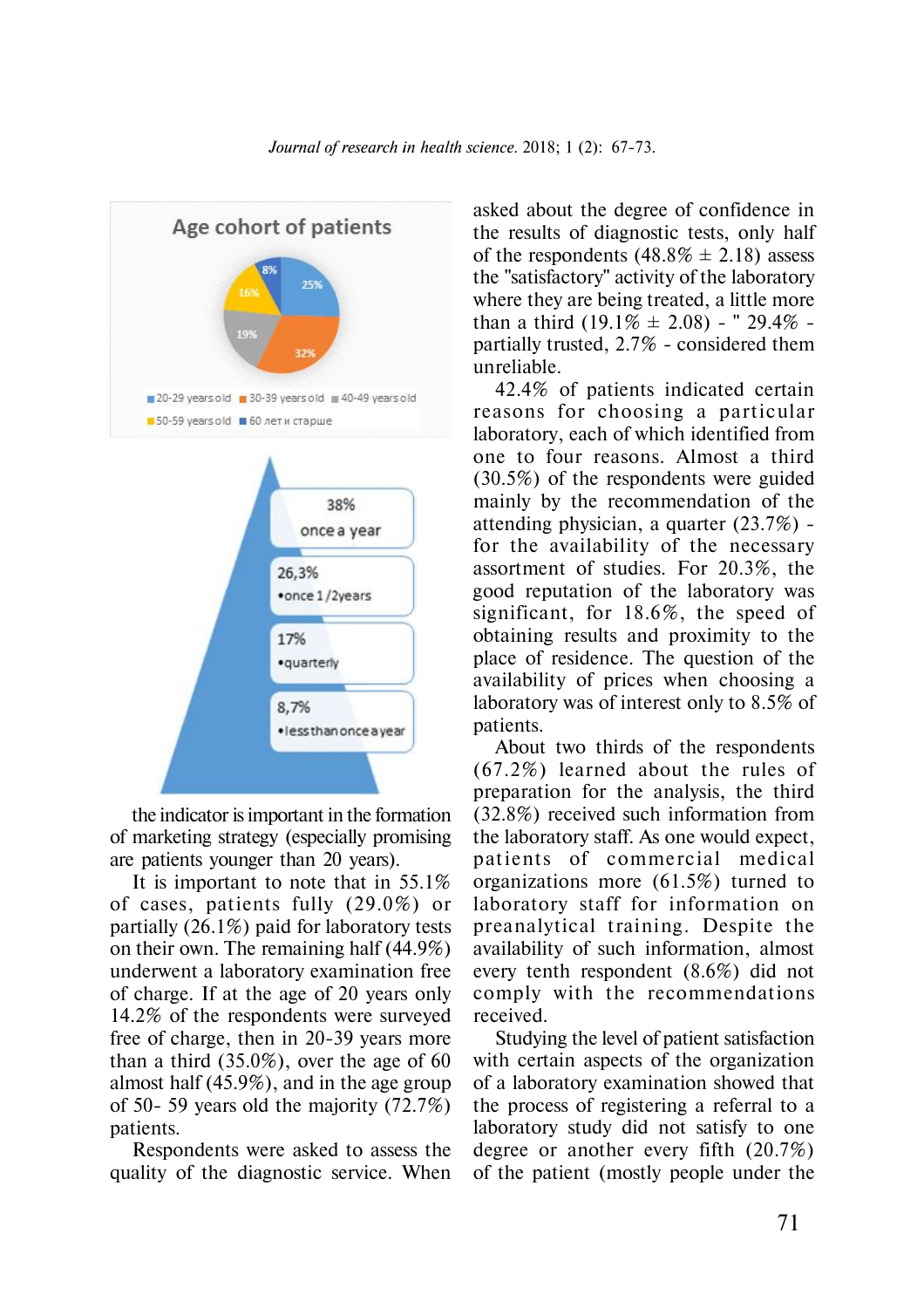the indicator is important in the formation of marketing strategy (especially promising are patients younger than 20 years).

It is important to note that in 55.1% of cases, patients fully (29.0%) or partially (26.1%) paid for laboratory tests on their own. The remaining half (44.9%) underwent a laboratory examination free of charge. If at the age of 20 years only 14.2% of the respondents were surveyed free of charge, then in 20-39 years more than a third (35.0%), over the age of 60 almost half (45.9%), and in the age group of 50- 59 years old the majority (72.7%) patients.

Respondents were asked to assess the quality of the diagnostic service. When asked about the degree of confidence in the results of diagnostic tests, only half of the respondents (48.8% ± 2.18) assess the "satisfactory" activity of the laboratory where they are being treated, a little more than a third (19.1% ± 2.08) - " 29.4% - partially trusted, 2.7% - considered them unreliable.

42.4% of patients indicated certain reasons for choosing a particular laboratory, each of which identified from one to four reasons. Almost a third (30.5%) of the respondents were guided mainly by the recommendation of the attending physician, a quarter (23.7%) - for the availability of the necessary assortment of studies. For 20.3%, the good reputation of the laboratory was significant, for 18.6%, the speed of obtaining results and proximity to the place of residence. The question of the availability of prices when choosing a laboratory was of interest only to 8.5% of patients.

About two thirds of the respondents (67.2%) learned about the rules of preparation for the analysis, the third (32.8%) received such information from the laboratory staff. As one would expect, patients of commercial medical organizations more (61.5%) turned to laboratory staff for information on preanalytical training. Despite the availability of such information, almost every tenth respondent (8.6%) did not comply with the recommendations received.

Studying the level of patient satisfaction with certain aspects of the organization of a laboratory examination showed that the process of registering a referral to a laboratory study did not satisfy to one degree or another every fifth (20.7%) of the patient (mostly people under the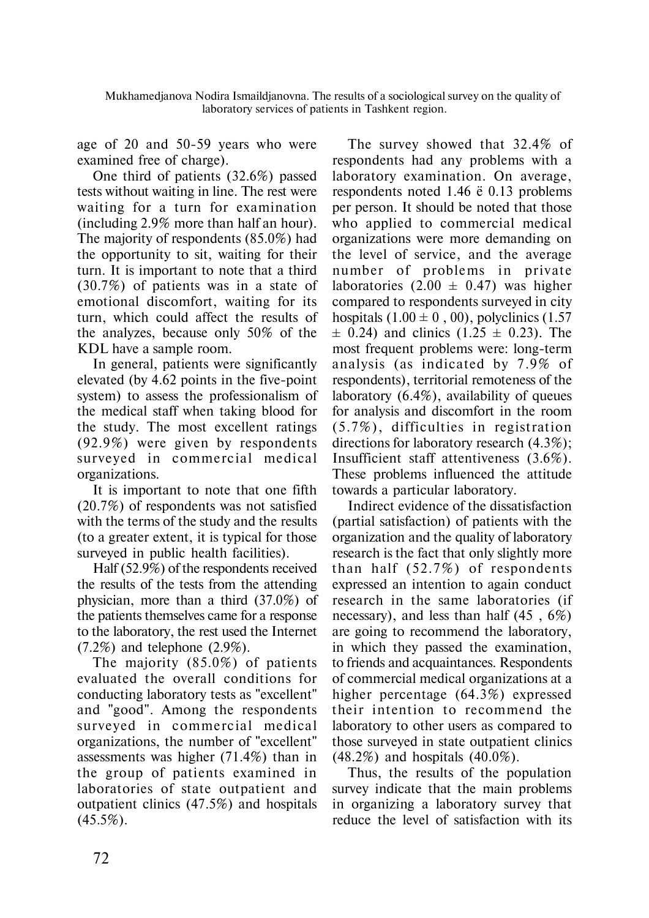age of 20 and 50-59 years who were examined free of charge).

One third of patients (32.6%) passed tests without waiting in line. The rest were waiting for a turn for examination (including 2.9% more than half an hour). The majority of respondents (85.0%) had the opportunity to sit, waiting for their turn. It is important to note that a third (30.7%) of patients was in a state of emotional discomfort, waiting for its turn, which could affect the results of the analyzes, because only 50% of the KDL have a sample room.

In general, patients were significantly elevated (by 4.62 points in the five-point system) to assess the professionalism of the medical staff when taking blood for the study. The most excellent ratings (92.9%) were given by respondents surveyed in commercial medical organizations.

It is important to note that one fifth (20.7%) of respondents was not satisfied with the terms of the study and the results (to a greater extent, it is typical for those surveyed in public health facilities).

Half (52.9%) of the respondents received the results of the tests from the attending physician, more than a third (37.0%) of the patients themselves came for a response to the laboratory, the rest used the Internet (7.2%) and telephone (2.9%).

The majority (85.0%) of patients evaluated the overall conditions for conducting laboratory tests as "excellent" and "good". Among the respondents surveyed in commercial medical organizations, the number of "excellent" assessments was higher (71.4%) than in the group of patients examined in laboratories of state outpatient and outpatient clinics (47.5%) and hospitals (45.5%).

The survey showed that 32.4% of respondents had any problems with a laboratory examination. On average, respondents noted 1.46 ё 0.13 problems per person. It should be noted that those who applied to commercial medical organizations were more demanding on the level of service, and the average number of problems in private laboratories ($2.00 \pm 0.47$) was higher compared to respondents surveyed in city hospitals ($1.00 \pm 0 , 00$), polyclinics ($1.57 \pm 0.24$) and clinics ($1.25 \pm 0.23$). The most frequent problems were: long-term analysis (as indicated by 7.9% of respondents), territorial remoteness of the laboratory (6.4%), availability of queues for analysis and discomfort in the room (5.7%), difficulties in registration directions for laboratory research (4.3%); Insufficient staff attentiveness (3.6%). These problems influenced the attitude towards a particular laboratory.

Indirect evidence of the dissatisfaction (partial satisfaction) of patients with the organization and the quality of laboratory research is the fact that only slightly more than half (52.7%) of respondents expressed an intention to again conduct research in the same laboratories (if necessary), and less than half (45 , 6%) are going to recommend the laboratory, in which they passed the examination, to friends and acquaintances. Respondents of commercial medical organizations at a higher percentage (64.3%) expressed their intention to recommend the laboratory to other users as compared to those surveyed in state outpatient clinics (48.2%) and hospitals (40.0%).

Thus, the results of the population survey indicate that the main problems in organizing a laboratory survey that reduce the level of satisfaction with its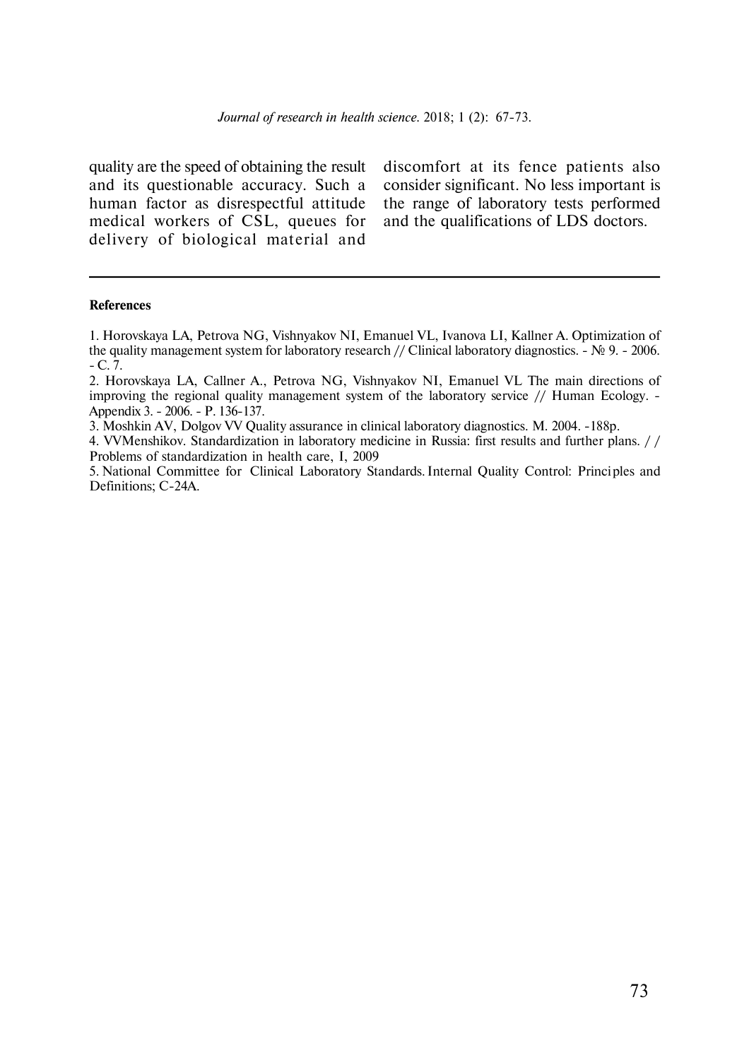quality are the speed of obtaining the result and its questionable accuracy. Such a human factor as disrespectful attitude medical workers of CSL, queues for delivery of biological material and discomfort at its fence patients also consider significant. No less important is the range of laboratory tests performed and the qualifications of LDS doctors.

**References**

1. Horovskaya LA, Petrova NG, Vishnyakov NI, Emanuel VL, Ivanova LI, Kallner A. Optimization of the quality management system for laboratory research // Clinical laboratory diagnostics. - № 9. - 2006. - C. 7.
2. Horovskaya LA, Callner A., Petrova NG, Vishnyakov NI, Emanuel VL The main directions of improving the regional quality management system of the laboratory service // Human Ecology. - Appendix 3. - 2006. - P. 136-137.
3. Moshkin AV, Dolgov VV Quality assurance in clinical laboratory diagnostics. M. 2004. -188p.
4. VVMenshikov. Standardization in laboratory medicine in Russia: first results and further plans. / / Problems of standardization in health care, I, 2009
5. National Committee for Clinical Laboratory Standards. Internal Quality Control: Principles and Definitions; C-24A.